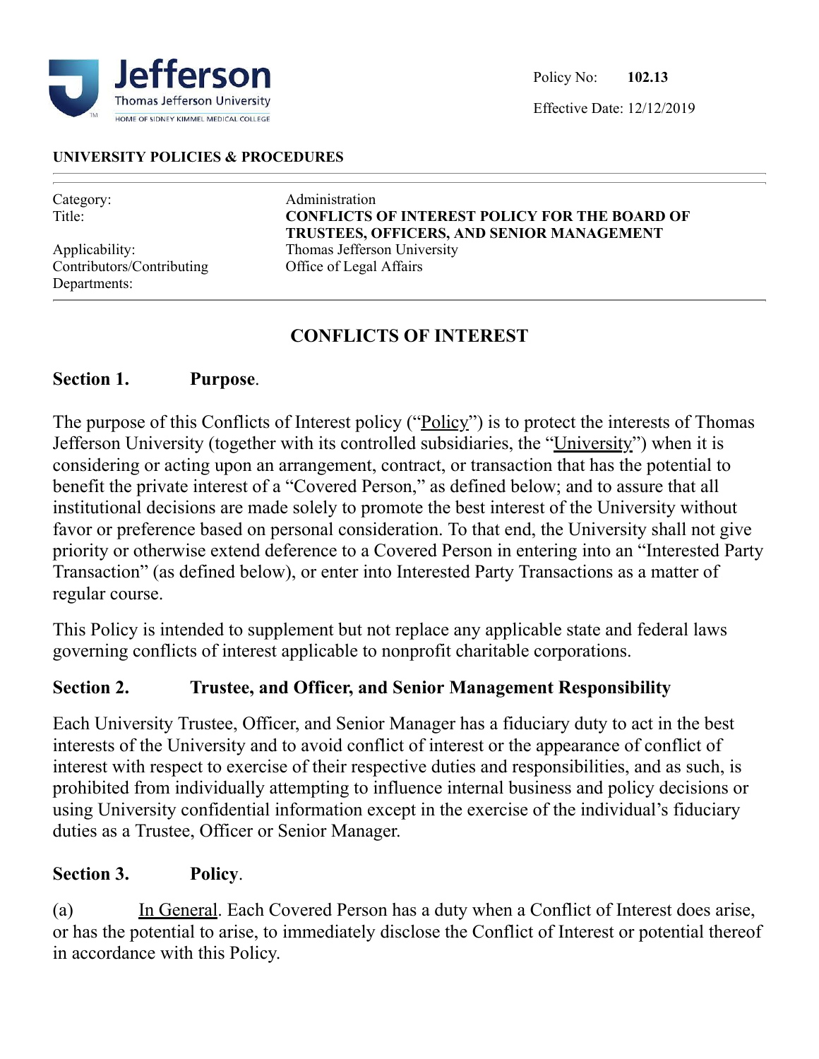Jefferson
Thomas Jefferson University
HOME OF SIDNEY KIMMEL MEDICAL COLLEGE

Policy No: **102.13**

Effective Date: 12/12/2019

**UNIVERSITY POLICIES & PROCEDURES**

| | |
|---|---|
| Category: | Administration |
| Title: | **CONFLICTS OF INTEREST POLICY FOR THE BOARD OF TRUSTEES, OFFICERS, AND SENIOR MANAGEMENT** |
| Applicability: | Thomas Jefferson University |
| Contributors/Contributing Departments: | Office of Legal Affairs |

# CONFLICTS OF INTEREST

## Section 1. Purpose.

The purpose of this Conflicts of Interest policy ("Policy") is to protect the interests of Thomas Jefferson University (together with its controlled subsidiaries, the "University") when it is considering or acting upon an arrangement, contract, or transaction that has the potential to benefit the private interest of a "Covered Person," as defined below; and to assure that all institutional decisions are made solely to promote the best interest of the University without favor or preference based on personal consideration. To that end, the University shall not give priority or otherwise extend deference to a Covered Person in entering into an "Interested Party Transaction" (as defined below), or enter into Interested Party Transactions as a matter of regular course.

This Policy is intended to supplement but not replace any applicable state and federal laws governing conflicts of interest applicable to nonprofit charitable corporations.

## Section 2. Trustee, and Officer, and Senior Management Responsibility

Each University Trustee, Officer, and Senior Manager has a fiduciary duty to act in the best interests of the University and to avoid conflict of interest or the appearance of conflict of interest with respect to exercise of their respective duties and responsibilities, and as such, is prohibited from individually attempting to influence internal business and policy decisions or using University confidential information except in the exercise of the individual's fiduciary duties as a Trustee, Officer or Senior Manager.

## Section 3. Policy.

(a) In General. Each Covered Person has a duty when a Conflict of Interest does arise, or has the potential to arise, to immediately disclose the Conflict of Interest or potential thereof in accordance with this Policy.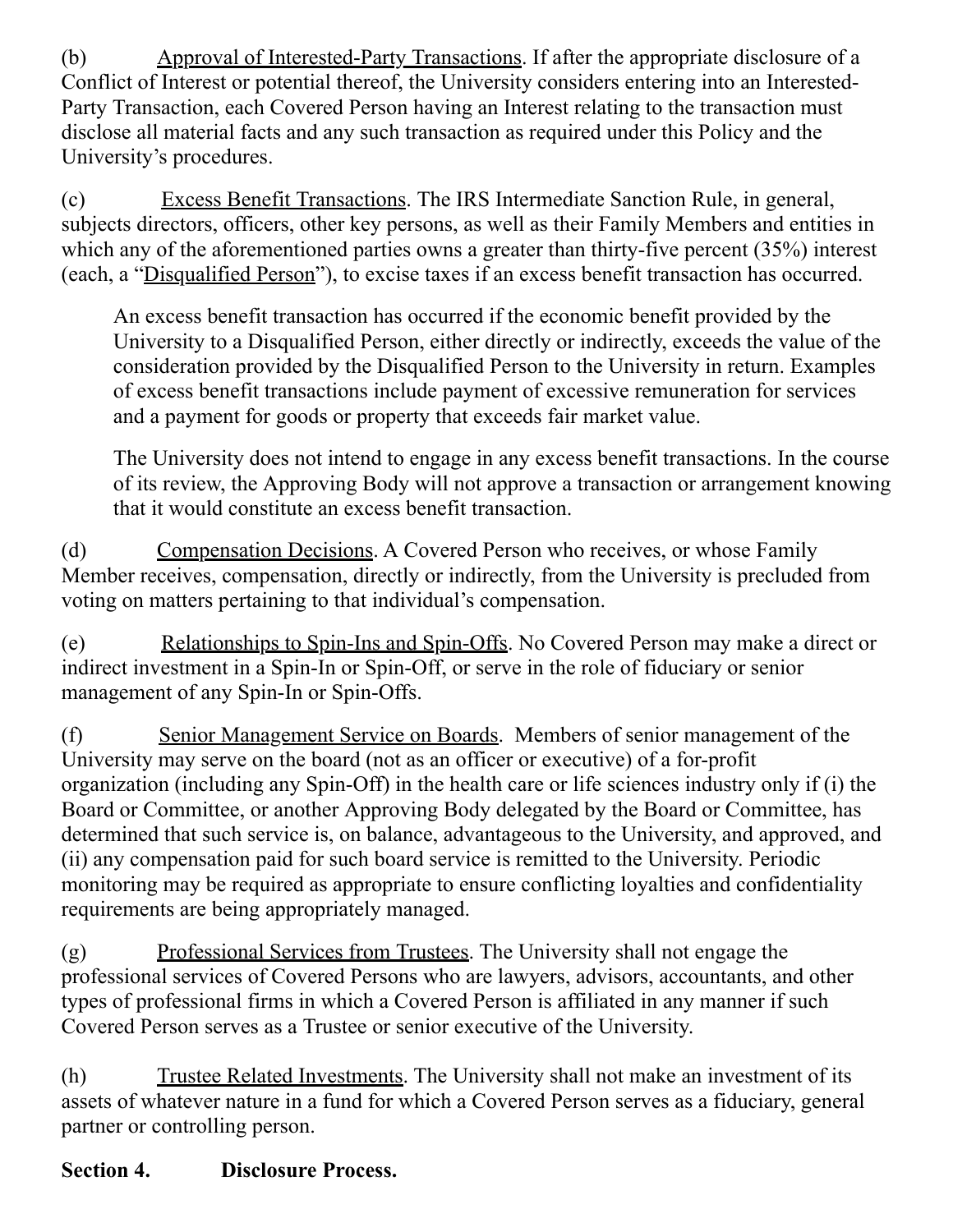(b) Approval of Interested-Party Transactions. If after the appropriate disclosure of a Conflict of Interest or potential thereof, the University considers entering into an Interested-Party Transaction, each Covered Person having an Interest relating to the transaction must disclose all material facts and any such transaction as required under this Policy and the University's procedures.

(c) Excess Benefit Transactions. The IRS Intermediate Sanction Rule, in general, subjects directors, officers, other key persons, as well as their Family Members and entities in which any of the aforementioned parties owns a greater than thirty-five percent (35%) interest (each, a "Disqualified Person"), to excise taxes if an excess benefit transaction has occurred.

> An excess benefit transaction has occurred if the economic benefit provided by the University to a Disqualified Person, either directly or indirectly, exceeds the value of the consideration provided by the Disqualified Person to the University in return. Examples of excess benefit transactions include payment of excessive remuneration for services and a payment for goods or property that exceeds fair market value.
>
> The University does not intend to engage in any excess benefit transactions. In the course of its review, the Approving Body will not approve a transaction or arrangement knowing that it would constitute an excess benefit transaction.

(d) Compensation Decisions. A Covered Person who receives, or whose Family Member receives, compensation, directly or indirectly, from the University is precluded from voting on matters pertaining to that individual's compensation.

(e) Relationships to Spin-Ins and Spin-Offs. No Covered Person may make a direct or indirect investment in a Spin-In or Spin-Off, or serve in the role of fiduciary or senior management of any Spin-In or Spin-Offs.

(f) Senior Management Service on Boards. Members of senior management of the University may serve on the board (not as an officer or executive) of a for-profit organization (including any Spin-Off) in the health care or life sciences industry only if (i) the Board or Committee, or another Approving Body delegated by the Board or Committee, has determined that such service is, on balance, advantageous to the University, and approved, and (ii) any compensation paid for such board service is remitted to the University. Periodic monitoring may be required as appropriate to ensure conflicting loyalties and confidentiality requirements are being appropriately managed.

(g) Professional Services from Trustees. The University shall not engage the professional services of Covered Persons who are lawyers, advisors, accountants, and other types of professional firms in which a Covered Person is affiliated in any manner if such Covered Person serves as a Trustee or senior executive of the University.

(h) Trustee Related Investments. The University shall not make an investment of its assets of whatever nature in a fund for which a Covered Person serves as a fiduciary, general partner or controlling person.

**Section 4. Disclosure Process.**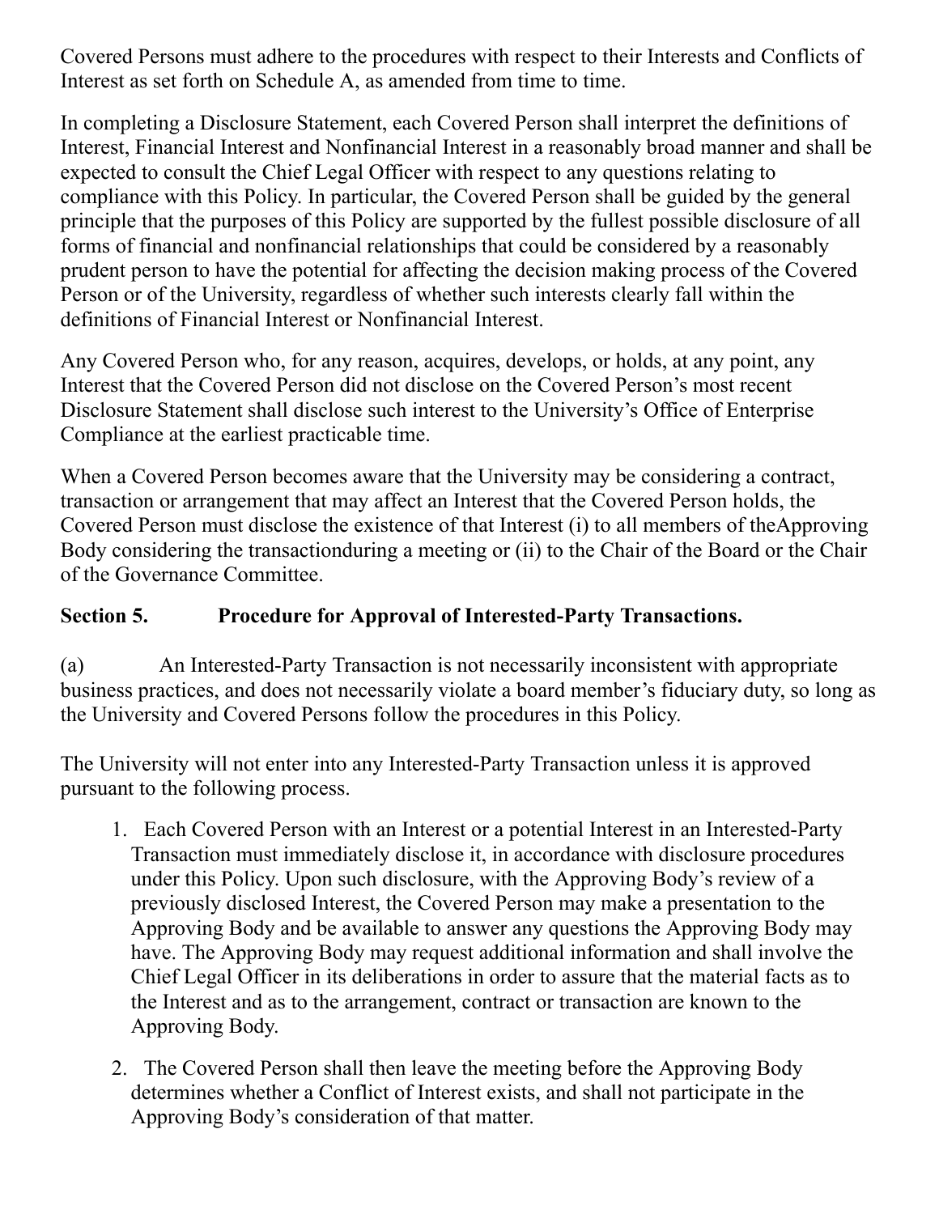Covered Persons must adhere to the procedures with respect to their Interests and Conflicts of Interest as set forth on Schedule A, as amended from time to time.

In completing a Disclosure Statement, each Covered Person shall interpret the definitions of Interest, Financial Interest and Nonfinancial Interest in a reasonably broad manner and shall be expected to consult the Chief Legal Officer with respect to any questions relating to compliance with this Policy. In particular, the Covered Person shall be guided by the general principle that the purposes of this Policy are supported by the fullest possible disclosure of all forms of financial and nonfinancial relationships that could be considered by a reasonably prudent person to have the potential for affecting the decision making process of the Covered Person or of the University, regardless of whether such interests clearly fall within the definitions of Financial Interest or Nonfinancial Interest.

Any Covered Person who, for any reason, acquires, develops, or holds, at any point, any Interest that the Covered Person did not disclose on the Covered Person's most recent Disclosure Statement shall disclose such interest to the University's Office of Enterprise Compliance at the earliest practicable time.

When a Covered Person becomes aware that the University may be considering a contract, transaction or arrangement that may affect an Interest that the Covered Person holds, the Covered Person must disclose the existence of that Interest (i) to all members of theApproving Body considering the transactionduring a meeting or (ii) to the Chair of the Board or the Chair of the Governance Committee.

## Section 5. Procedure for Approval of Interested-Party Transactions.

(a) An Interested-Party Transaction is not necessarily inconsistent with appropriate business practices, and does not necessarily violate a board member's fiduciary duty, so long as the University and Covered Persons follow the procedures in this Policy.

The University will not enter into any Interested-Party Transaction unless it is approved pursuant to the following process.

1. Each Covered Person with an Interest or a potential Interest in an Interested-Party Transaction must immediately disclose it, in accordance with disclosure procedures under this Policy. Upon such disclosure, with the Approving Body's review of a previously disclosed Interest, the Covered Person may make a presentation to the Approving Body and be available to answer any questions the Approving Body may have. The Approving Body may request additional information and shall involve the Chief Legal Officer in its deliberations in order to assure that the material facts as to the Interest and as to the arrangement, contract or transaction are known to the Approving Body.
2. The Covered Person shall then leave the meeting before the Approving Body determines whether a Conflict of Interest exists, and shall not participate in the Approving Body's consideration of that matter.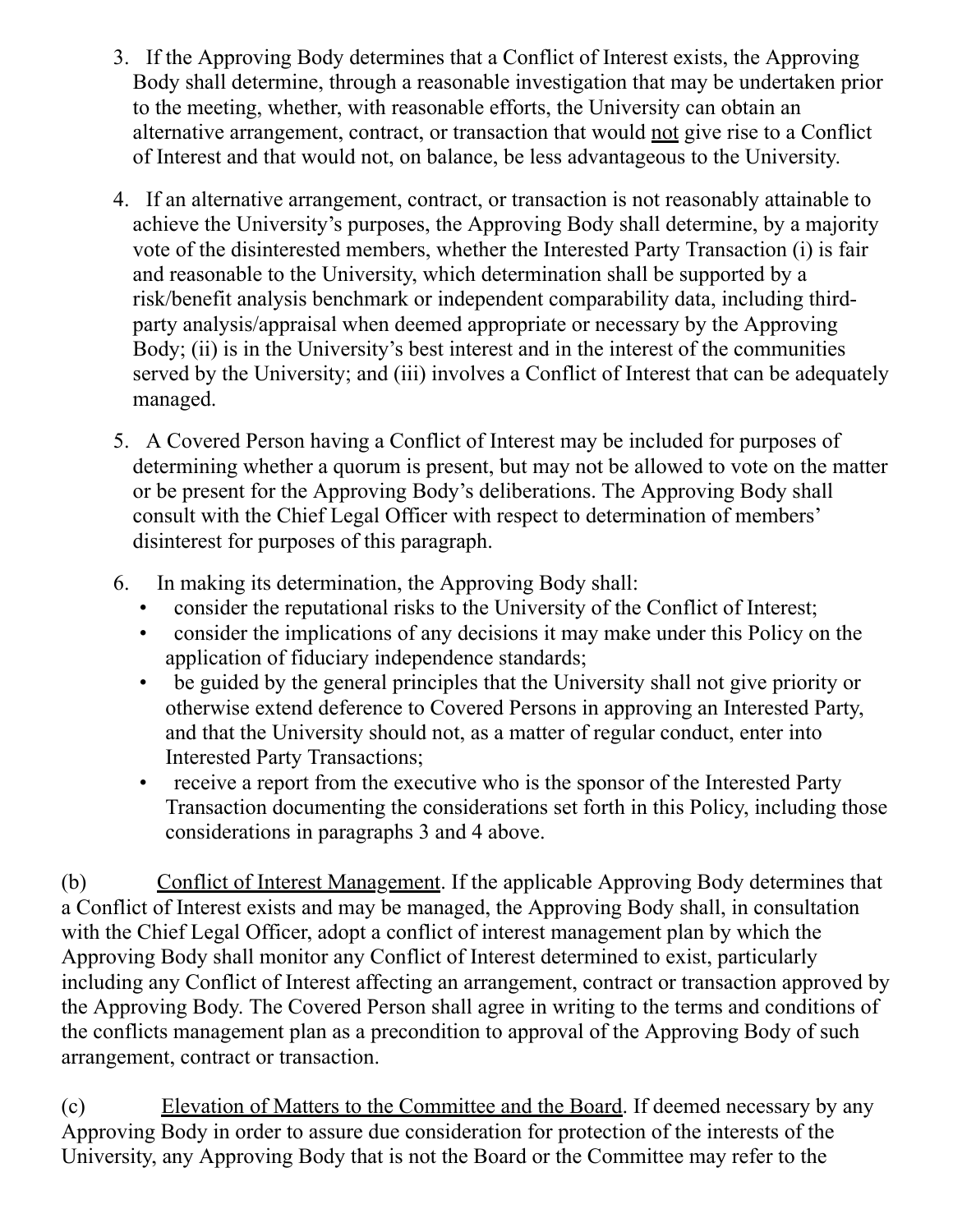3. If the Approving Body determines that a Conflict of Interest exists, the Approving Body shall determine, through a reasonable investigation that may be undertaken prior to the meeting, whether, with reasonable efforts, the University can obtain an alternative arrangement, contract, or transaction that would <u>not</u> give rise to a Conflict of Interest and that would not, on balance, be less advantageous to the University.

4. If an alternative arrangement, contract, or transaction is not reasonably attainable to achieve the University's purposes, the Approving Body shall determine, by a majority vote of the disinterested members, whether the Interested Party Transaction (i) is fair and reasonable to the University, which determination shall be supported by a risk/benefit analysis benchmark or independent comparability data, including third-party analysis/appraisal when deemed appropriate or necessary by the Approving Body; (ii) is in the University's best interest and in the interest of the communities served by the University; and (iii) involves a Conflict of Interest that can be adequately managed.

5. A Covered Person having a Conflict of Interest may be included for purposes of determining whether a quorum is present, but may not be allowed to vote on the matter or be present for the Approving Body's deliberations. The Approving Body shall consult with the Chief Legal Officer with respect to determination of members' disinterest for purposes of this paragraph.

6. In making its determination, the Approving Body shall:
   - consider the reputational risks to the University of the Conflict of Interest;
   - consider the implications of any decisions it may make under this Policy on the application of fiduciary independence standards;
   - be guided by the general principles that the University shall not give priority or otherwise extend deference to Covered Persons in approving an Interested Party, and that the University should not, as a matter of regular conduct, enter into Interested Party Transactions;
   - receive a report from the executive who is the sponsor of the Interested Party Transaction documenting the considerations set forth in this Policy, including those considerations in paragraphs 3 and 4 above.

(b) <u>Conflict of Interest Management</u>. If the applicable Approving Body determines that a Conflict of Interest exists and may be managed, the Approving Body shall, in consultation with the Chief Legal Officer, adopt a conflict of interest management plan by which the Approving Body shall monitor any Conflict of Interest determined to exist, particularly including any Conflict of Interest affecting an arrangement, contract or transaction approved by the Approving Body. The Covered Person shall agree in writing to the terms and conditions of the conflicts management plan as a precondition to approval of the Approving Body of such arrangement, contract or transaction.

(c) <u>Elevation of Matters to the Committee and the Board</u>. If deemed necessary by any Approving Body in order to assure due consideration for protection of the interests of the University, any Approving Body that is not the Board or the Committee may refer to the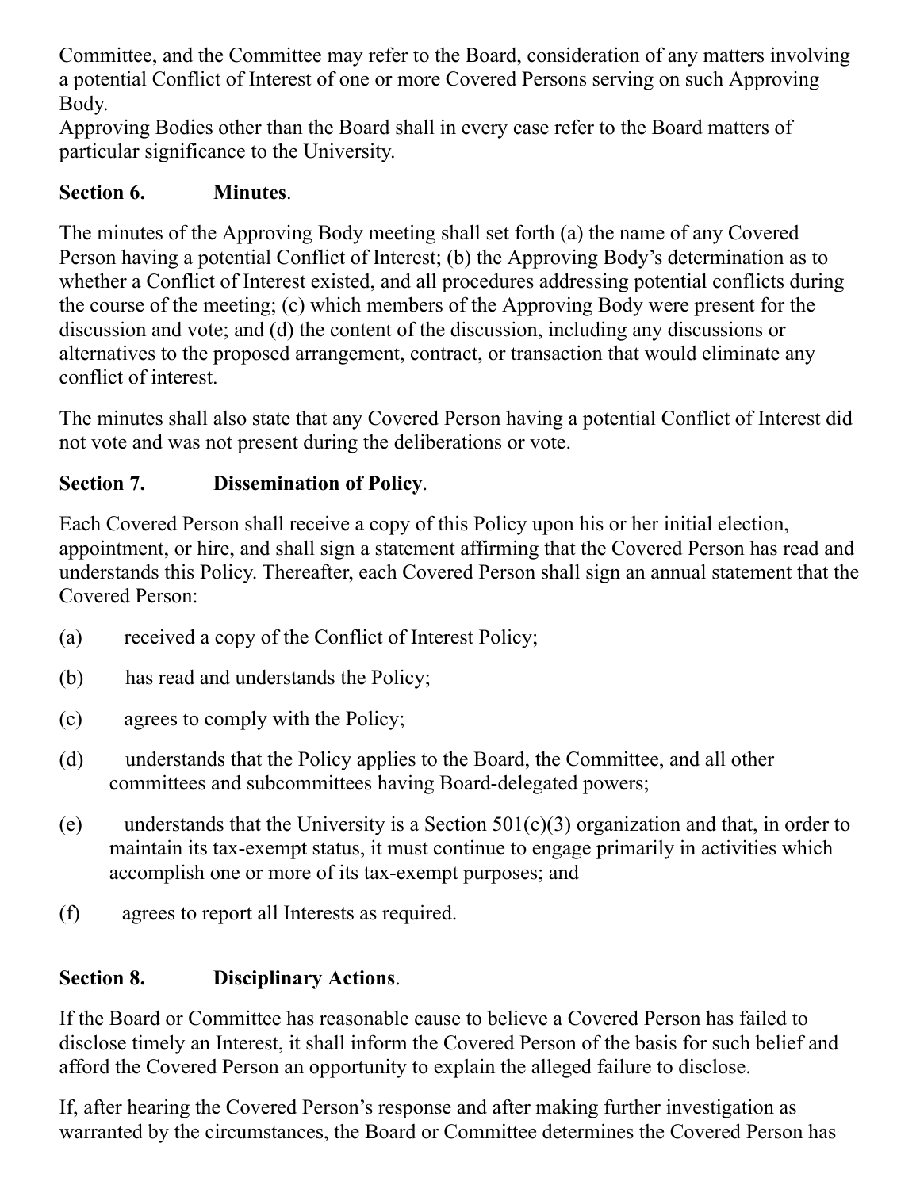Committee, and the Committee may refer to the Board, consideration of any matters involving a potential Conflict of Interest of one or more Covered Persons serving on such Approving Body.

Approving Bodies other than the Board shall in every case refer to the Board matters of particular significance to the University.

**Section 6. Minutes**.

The minutes of the Approving Body meeting shall set forth (a) the name of any Covered Person having a potential Conflict of Interest; (b) the Approving Body's determination as to whether a Conflict of Interest existed, and all procedures addressing potential conflicts during the course of the meeting; (c) which members of the Approving Body were present for the discussion and vote; and (d) the content of the discussion, including any discussions or alternatives to the proposed arrangement, contract, or transaction that would eliminate any conflict of interest.

The minutes shall also state that any Covered Person having a potential Conflict of Interest did not vote and was not present during the deliberations or vote.

**Section 7. Dissemination of Policy**.

Each Covered Person shall receive a copy of this Policy upon his or her initial election, appointment, or hire, and shall sign a statement affirming that the Covered Person has read and understands this Policy. Thereafter, each Covered Person shall sign an annual statement that the Covered Person:

(a) received a copy of the Conflict of Interest Policy;

(b) has read and understands the Policy;

(c) agrees to comply with the Policy;

(d) understands that the Policy applies to the Board, the Committee, and all other committees and subcommittees having Board-delegated powers;

(e) understands that the University is a Section 501(c)(3) organization and that, in order to maintain its tax-exempt status, it must continue to engage primarily in activities which accomplish one or more of its tax-exempt purposes; and

(f) agrees to report all Interests as required.

**Section 8. Disciplinary Actions**.

If the Board or Committee has reasonable cause to believe a Covered Person has failed to disclose timely an Interest, it shall inform the Covered Person of the basis for such belief and afford the Covered Person an opportunity to explain the alleged failure to disclose.

If, after hearing the Covered Person's response and after making further investigation as warranted by the circumstances, the Board or Committee determines the Covered Person has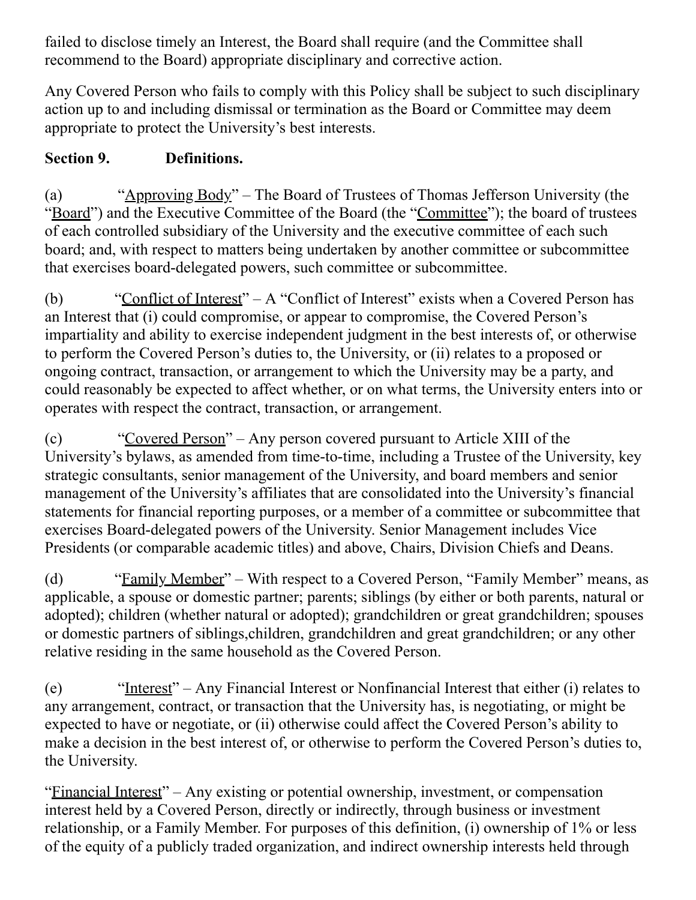failed to disclose timely an Interest, the Board shall require (and the Committee shall recommend to the Board) appropriate disciplinary and corrective action.

Any Covered Person who fails to comply with this Policy shall be subject to such disciplinary action up to and including dismissal or termination as the Board or Committee may deem appropriate to protect the University's best interests.

**Section 9. Definitions.**

(a) "Approving Body" – The Board of Trustees of Thomas Jefferson University (the "Board") and the Executive Committee of the Board (the "Committee"); the board of trustees of each controlled subsidiary of the University and the executive committee of each such board; and, with respect to matters being undertaken by another committee or subcommittee that exercises board-delegated powers, such committee or subcommittee.

(b) "Conflict of Interest" – A "Conflict of Interest" exists when a Covered Person has an Interest that (i) could compromise, or appear to compromise, the Covered Person's impartiality and ability to exercise independent judgment in the best interests of, or otherwise to perform the Covered Person's duties to, the University, or (ii) relates to a proposed or ongoing contract, transaction, or arrangement to which the University may be a party, and could reasonably be expected to affect whether, or on what terms, the University enters into or operates with respect the contract, transaction, or arrangement.

(c) "Covered Person" – Any person covered pursuant to Article XIII of the University's bylaws, as amended from time-to-time, including a Trustee of the University, key strategic consultants, senior management of the University, and board members and senior management of the University's affiliates that are consolidated into the University's financial statements for financial reporting purposes, or a member of a committee or subcommittee that exercises Board-delegated powers of the University. Senior Management includes Vice Presidents (or comparable academic titles) and above, Chairs, Division Chiefs and Deans.

(d) "Family Member" – With respect to a Covered Person, "Family Member" means, as applicable, a spouse or domestic partner; parents; siblings (by either or both parents, natural or adopted); children (whether natural or adopted); grandchildren or great grandchildren; spouses or domestic partners of siblings,children, grandchildren and great grandchildren; or any other relative residing in the same household as the Covered Person.

(e) "Interest" – Any Financial Interest or Nonfinancial Interest that either (i) relates to any arrangement, contract, or transaction that the University has, is negotiating, or might be expected to have or negotiate, or (ii) otherwise could affect the Covered Person's ability to make a decision in the best interest of, or otherwise to perform the Covered Person's duties to, the University.

"Financial Interest" – Any existing or potential ownership, investment, or compensation interest held by a Covered Person, directly or indirectly, through business or investment relationship, or a Family Member. For purposes of this definition, (i) ownership of 1% or less of the equity of a publicly traded organization, and indirect ownership interests held through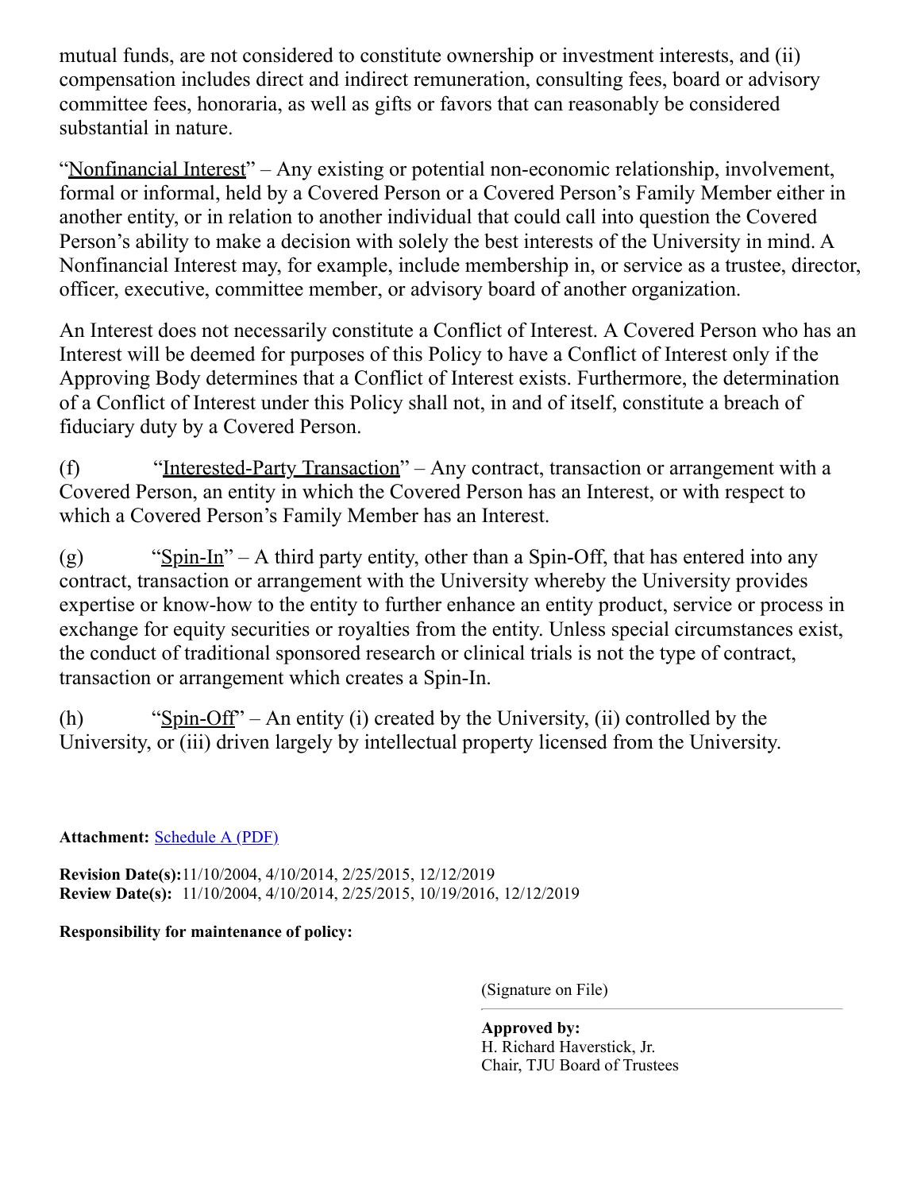mutual funds, are not considered to constitute ownership or investment interests, and (ii) compensation includes direct and indirect remuneration, consulting fees, board or advisory committee fees, honoraria, as well as gifts or favors that can reasonably be considered substantial in nature.

"<u>Nonfinancial Interest</u>" – Any existing or potential non-economic relationship, involvement, formal or informal, held by a Covered Person or a Covered Person's Family Member either in another entity, or in relation to another individual that could call into question the Covered Person's ability to make a decision with solely the best interests of the University in mind. A Nonfinancial Interest may, for example, include membership in, or service as a trustee, director, officer, executive, committee member, or advisory board of another organization.

An Interest does not necessarily constitute a Conflict of Interest. A Covered Person who has an Interest will be deemed for purposes of this Policy to have a Conflict of Interest only if the Approving Body determines that a Conflict of Interest exists. Furthermore, the determination of a Conflict of Interest under this Policy shall not, in and of itself, constitute a breach of fiduciary duty by a Covered Person.

(f) "<u>Interested-Party Transaction</u>" – Any contract, transaction or arrangement with a Covered Person, an entity in which the Covered Person has an Interest, or with respect to which a Covered Person's Family Member has an Interest.

(g) "<u>Spin-In</u>" – A third party entity, other than a Spin-Off, that has entered into any contract, transaction or arrangement with the University whereby the University provides expertise or know-how to the entity to further enhance an entity product, service or process in exchange for equity securities or royalties from the entity. Unless special circumstances exist, the conduct of traditional sponsored research or clinical trials is not the type of contract, transaction or arrangement which creates a Spin-In.

(h) "<u>Spin-Off</u>" – An entity (i) created by the University, (ii) controlled by the University, or (iii) driven largely by intellectual property licensed from the University.

**Attachment:** Schedule A (PDF)

**Revision Date(s):** 11/10/2004, 4/10/2014, 2/25/2015, 12/12/2019
**Review Date(s):** 11/10/2004, 4/10/2014, 2/25/2015, 10/19/2016, 12/12/2019

**Responsibility for maintenance of policy:**

(Signature on File)

**Approved by:**
H. Richard Haverstick, Jr.
Chair, TJU Board of Trustees